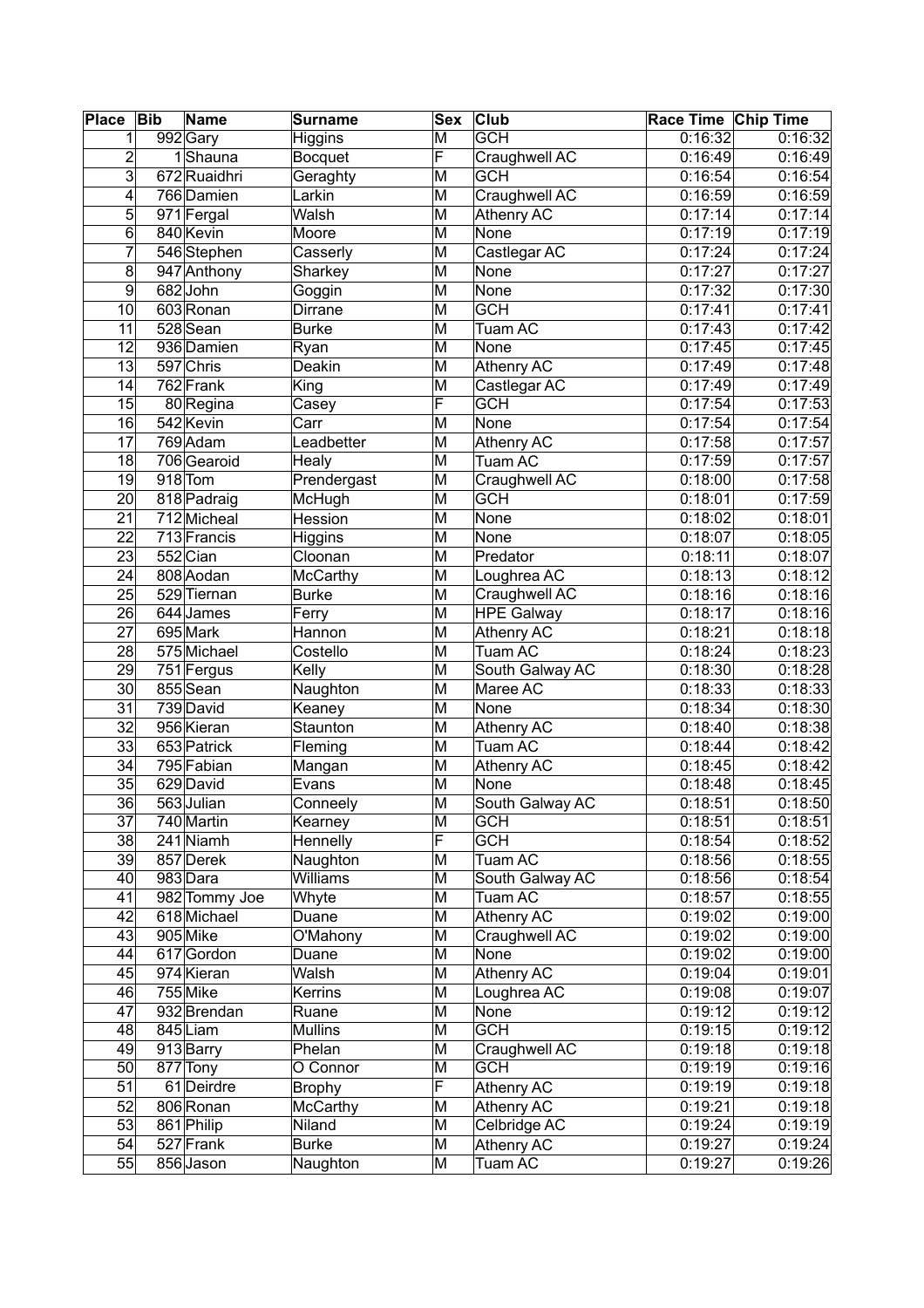| Place | Bib | Name | Surname | Sex | Club | Race Time | Chip Time |
|---|---|---|---|---|---|---|---|
| 1 | 992 | Gary | Higgins | M | GCH | 0:16:32 | 0:16:32 |
| 2 | 1 | Shauna | Bocquet | F | Craughwell AC | 0:16:49 | 0:16:49 |
| 3 | 672 | Ruaidhri | Geraghty | M | GCH | 0:16:54 | 0:16:54 |
| 4 | 766 | Damien | Larkin | M | Craughwell AC | 0:16:59 | 0:16:59 |
| 5 | 971 | Fergal | Walsh | M | Athenry AC | 0:17:14 | 0:17:14 |
| 6 | 840 | Kevin | Moore | M | None | 0:17:19 | 0:17:19 |
| 7 | 546 | Stephen | Casserly | M | Castlegar AC | 0:17:24 | 0:17:24 |
| 8 | 947 | Anthony | Sharkey | M | None | 0:17:27 | 0:17:27 |
| 9 | 682 | John | Goggin | M | None | 0:17:32 | 0:17:30 |
| 10 | 603 | Ronan | Dirrane | M | GCH | 0:17:41 | 0:17:41 |
| 11 | 528 | Sean | Burke | M | Tuam AC | 0:17:43 | 0:17:42 |
| 12 | 936 | Damien | Ryan | M | None | 0:17:45 | 0:17:45 |
| 13 | 597 | Chris | Deakin | M | Athenry AC | 0:17:49 | 0:17:48 |
| 14 | 762 | Frank | King | M | Castlegar AC | 0:17:49 | 0:17:49 |
| 15 | 80 | Regina | Casey | F | GCH | 0:17:54 | 0:17:53 |
| 16 | 542 | Kevin | Carr | M | None | 0:17:54 | 0:17:54 |
| 17 | 769 | Adam | Leadbetter | M | Athenry AC | 0:17:58 | 0:17:57 |
| 18 | 706 | Gearoid | Healy | M | Tuam AC | 0:17:59 | 0:17:57 |
| 19 | 918 | Tom | Prendergast | M | Craughwell AC | 0:18:00 | 0:17:58 |
| 20 | 818 | Padraig | McHugh | M | GCH | 0:18:01 | 0:17:59 |
| 21 | 712 | Micheal | Hession | M | None | 0:18:02 | 0:18:01 |
| 22 | 713 | Francis | Higgins | M | None | 0:18:07 | 0:18:05 |
| 23 | 552 | Cian | Cloonan | M | Predator | 0:18:11 | 0:18:07 |
| 24 | 808 | Aodan | McCarthy | M | Loughrea AC | 0:18:13 | 0:18:12 |
| 25 | 529 | Tiernan | Burke | M | Craughwell AC | 0:18:16 | 0:18:16 |
| 26 | 644 | James | Ferry | M | HPE Galway | 0:18:17 | 0:18:16 |
| 27 | 695 | Mark | Hannon | M | Athenry AC | 0:18:21 | 0:18:18 |
| 28 | 575 | Michael | Costello | M | Tuam AC | 0:18:24 | 0:18:23 |
| 29 | 751 | Fergus | Kelly | M | South Galway AC | 0:18:30 | 0:18:28 |
| 30 | 855 | Sean | Naughton | M | Maree AC | 0:18:33 | 0:18:33 |
| 31 | 739 | David | Keaney | M | None | 0:18:34 | 0:18:30 |
| 32 | 956 | Kieran | Staunton | M | Athenry AC | 0:18:40 | 0:18:38 |
| 33 | 653 | Patrick | Fleming | M | Tuam AC | 0:18:44 | 0:18:42 |
| 34 | 795 | Fabian | Mangan | M | Athenry AC | 0:18:45 | 0:18:42 |
| 35 | 629 | David | Evans | M | None | 0:18:48 | 0:18:45 |
| 36 | 563 | Julian | Conneely | M | South Galway AC | 0:18:51 | 0:18:50 |
| 37 | 740 | Martin | Kearney | M | GCH | 0:18:51 | 0:18:51 |
| 38 | 241 | Niamh | Hennelly | F | GCH | 0:18:54 | 0:18:52 |
| 39 | 857 | Derek | Naughton | M | Tuam AC | 0:18:56 | 0:18:55 |
| 40 | 983 | Dara | Williams | M | South Galway AC | 0:18:56 | 0:18:54 |
| 41 | 982 | Tommy Joe | Whyte | M | Tuam AC | 0:18:57 | 0:18:55 |
| 42 | 618 | Michael | Duane | M | Athenry AC | 0:19:02 | 0:19:00 |
| 43 | 905 | Mike | O'Mahony | M | Craughwell AC | 0:19:02 | 0:19:00 |
| 44 | 617 | Gordon | Duane | M | None | 0:19:02 | 0:19:00 |
| 45 | 974 | Kieran | Walsh | M | Athenry AC | 0:19:04 | 0:19:01 |
| 46 | 755 | Mike | Kerrins | M | Loughrea AC | 0:19:08 | 0:19:07 |
| 47 | 932 | Brendan | Ruane | M | None | 0:19:12 | 0:19:12 |
| 48 | 845 | Liam | Mullins | M | GCH | 0:19:15 | 0:19:12 |
| 49 | 913 | Barry | Phelan | M | Craughwell AC | 0:19:18 | 0:19:18 |
| 50 | 877 | Tony | O Connor | M | GCH | 0:19:19 | 0:19:16 |
| 51 | 61 | Deirdre | Brophy | F | Athenry AC | 0:19:19 | 0:19:18 |
| 52 | 806 | Ronan | McCarthy | M | Athenry AC | 0:19:21 | 0:19:18 |
| 53 | 861 | Philip | Niland | M | Celbridge AC | 0:19:24 | 0:19:19 |
| 54 | 527 | Frank | Burke | M | Athenry AC | 0:19:27 | 0:19:24 |
| 55 | 856 | Jason | Naughton | M | Tuam AC | 0:19:27 | 0:19:26 |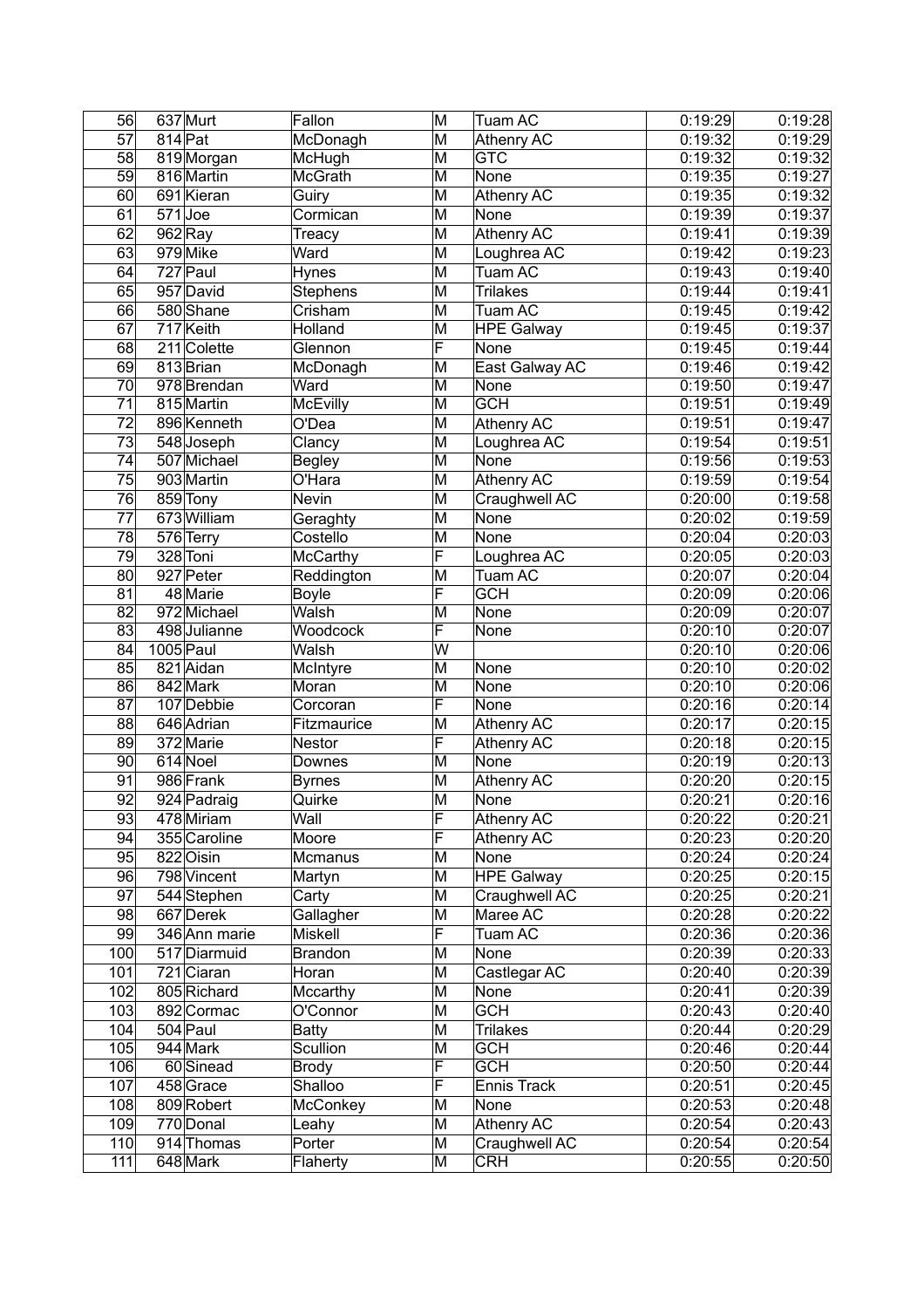| | | | | | | | |
|---|---|---|---|---|---|---|---|
| 56 | 637 | Murt | Fallon | M | Tuam AC | 0:19:29 | 0:19:28 |
| 57 | 814 | Pat | McDonagh | M | Athenry AC | 0:19:32 | 0:19:29 |
| 58 | 819 | Morgan | McHugh | M | GTC | 0:19:32 | 0:19:32 |
| 59 | 816 | Martin | McGrath | M | None | 0:19:35 | 0:19:27 |
| 60 | 691 | Kieran | Guiry | M | Athenry AC | 0:19:35 | 0:19:32 |
| 61 | 571 | Joe | Cormican | M | None | 0:19:39 | 0:19:37 |
| 62 | 962 | Ray | Treacy | M | Athenry AC | 0:19:41 | 0:19:39 |
| 63 | 979 | Mike | Ward | M | Loughrea AC | 0:19:42 | 0:19:23 |
| 64 | 727 | Paul | Hynes | M | Tuam AC | 0:19:43 | 0:19:40 |
| 65 | 957 | David | Stephens | M | Trilakes | 0:19:44 | 0:19:41 |
| 66 | 580 | Shane | Crisham | M | Tuam AC | 0:19:45 | 0:19:42 |
| 67 | 717 | Keith | Holland | M | HPE Galway | 0:19:45 | 0:19:37 |
| 68 | 211 | Colette | Glennon | F | None | 0:19:45 | 0:19:44 |
| 69 | 813 | Brian | McDonagh | M | East Galway AC | 0:19:46 | 0:19:42 |
| 70 | 978 | Brendan | Ward | M | None | 0:19:50 | 0:19:47 |
| 71 | 815 | Martin | McEvilly | M | GCH | 0:19:51 | 0:19:49 |
| 72 | 896 | Kenneth | O'Dea | M | Athenry AC | 0:19:51 | 0:19:47 |
| 73 | 548 | Joseph | Clancy | M | Loughrea AC | 0:19:54 | 0:19:51 |
| 74 | 507 | Michael | Begley | M | None | 0:19:56 | 0:19:53 |
| 75 | 903 | Martin | O'Hara | M | Athenry AC | 0:19:59 | 0:19:54 |
| 76 | 859 | Tony | Nevin | M | Craughwell AC | 0:20:00 | 0:19:58 |
| 77 | 673 | William | Geraghty | M | None | 0:20:02 | 0:19:59 |
| 78 | 576 | Terry | Costello | M | None | 0:20:04 | 0:20:03 |
| 79 | 328 | Toni | McCarthy | F | Loughrea AC | 0:20:05 | 0:20:03 |
| 80 | 927 | Peter | Reddington | M | Tuam AC | 0:20:07 | 0:20:04 |
| 81 | 48 | Marie | Boyle | F | GCH | 0:20:09 | 0:20:06 |
| 82 | 972 | Michael | Walsh | M | None | 0:20:09 | 0:20:07 |
| 83 | 498 | Julianne | Woodcock | F | None | 0:20:10 | 0:20:07 |
| 84 | 1005 | Paul | Walsh | W | | 0:20:10 | 0:20:06 |
| 85 | 821 | Aidan | McIntyre | M | None | 0:20:10 | 0:20:02 |
| 86 | 842 | Mark | Moran | M | None | 0:20:10 | 0:20:06 |
| 87 | 107 | Debbie | Corcoran | F | None | 0:20:16 | 0:20:14 |
| 88 | 646 | Adrian | Fitzmaurice | M | Athenry AC | 0:20:17 | 0:20:15 |
| 89 | 372 | Marie | Nestor | F | Athenry AC | 0:20:18 | 0:20:15 |
| 90 | 614 | Noel | Downes | M | None | 0:20:19 | 0:20:13 |
| 91 | 986 | Frank | Byrnes | M | Athenry AC | 0:20:20 | 0:20:15 |
| 92 | 924 | Padraig | Quirke | M | None | 0:20:21 | 0:20:16 |
| 93 | 478 | Miriam | Wall | F | Athenry AC | 0:20:22 | 0:20:21 |
| 94 | 355 | Caroline | Moore | F | Athenry AC | 0:20:23 | 0:20:20 |
| 95 | 822 | Oisin | Mcmanus | M | None | 0:20:24 | 0:20:24 |
| 96 | 798 | Vincent | Martyn | M | HPE Galway | 0:20:25 | 0:20:15 |
| 97 | 544 | Stephen | Carty | M | Craughwell AC | 0:20:25 | 0:20:21 |
| 98 | 667 | Derek | Gallagher | M | Maree AC | 0:20:28 | 0:20:22 |
| 99 | 346 | Ann marie | Miskell | F | Tuam AC | 0:20:36 | 0:20:36 |
| 100 | 517 | Diarmuid | Brandon | M | None | 0:20:39 | 0:20:33 |
| 101 | 721 | Ciaran | Horan | M | Castlegar AC | 0:20:40 | 0:20:39 |
| 102 | 805 | Richard | Mccarthy | M | None | 0:20:41 | 0:20:39 |
| 103 | 892 | Cormac | O'Connor | M | GCH | 0:20:43 | 0:20:40 |
| 104 | 504 | Paul | Batty | M | Trilakes | 0:20:44 | 0:20:29 |
| 105 | 944 | Mark | Scullion | M | GCH | 0:20:46 | 0:20:44 |
| 106 | 60 | Sinead | Brody | F | GCH | 0:20:50 | 0:20:44 |
| 107 | 458 | Grace | Shalloo | F | Ennis Track | 0:20:51 | 0:20:45 |
| 108 | 809 | Robert | McConkey | M | None | 0:20:53 | 0:20:48 |
| 109 | 770 | Donal | Leahy | M | Athenry AC | 0:20:54 | 0:20:43 |
| 110 | 914 | Thomas | Porter | M | Craughwell AC | 0:20:54 | 0:20:54 |
| 111 | 648 | Mark | Flaherty | M | CRH | 0:20:55 | 0:20:50 |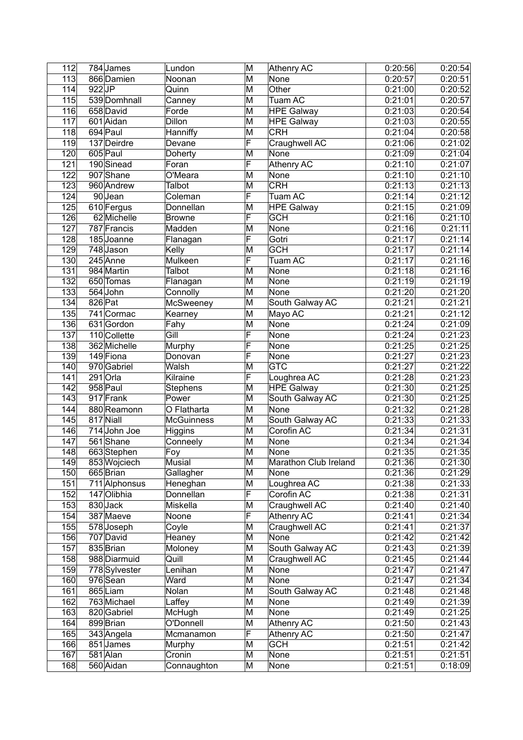| 112 | 784 | James | Lundon | M | Athenry AC | 0:20:56 | 0:20:54 |
|---|---|---|---|---|---|---|---|
| 113 | 866 | Damien | Noonan | M | None | 0:20:57 | 0:20:51 |
| 114 | 922 | JP | Quinn | M | Other | 0:21:00 | 0:20:52 |
| 115 | 539 | Domhnall | Canney | M | Tuam AC | 0:21:01 | 0:20:57 |
| 116 | 658 | David | Forde | M | HPE Galway | 0:21:03 | 0:20:54 |
| 117 | 601 | Aidan | Dillon | M | HPE Galway | 0:21:03 | 0:20:55 |
| 118 | 694 | Paul | Hanniffy | M | CRH | 0:21:04 | 0:20:58 |
| 119 | 137 | Deirdre | Devane | F | Craughwell AC | 0:21:06 | 0:21:02 |
| 120 | 605 | Paul | Doherty | M | None | 0:21:09 | 0:21:04 |
| 121 | 190 | Sinead | Foran | F | Athenry AC | 0:21:10 | 0:21:07 |
| 122 | 907 | Shane | O'Meara | M | None | 0:21:10 | 0:21:10 |
| 123 | 960 | Andrew | Talbot | M | CRH | 0:21:13 | 0:21:13 |
| 124 | 90 | Jean | Coleman | F | Tuam AC | 0:21:14 | 0:21:12 |
| 125 | 610 | Fergus | Donnellan | M | HPE Galway | 0:21:15 | 0:21:09 |
| 126 | 62 | Michelle | Browne | F | GCH | 0:21:16 | 0:21:10 |
| 127 | 787 | Francis | Madden | M | None | 0:21:16 | 0:21:11 |
| 128 | 185 | Joanne | Flanagan | F | Gotri | 0:21:17 | 0:21:14 |
| 129 | 748 | Jason | Kelly | M | GCH | 0:21:17 | 0:21:14 |
| 130 | 245 | Anne | Mulkeen | F | Tuam AC | 0:21:17 | 0:21:16 |
| 131 | 984 | Martin | Talbot | M | None | 0:21:18 | 0:21:16 |
| 132 | 650 | Tomas | Flanagan | M | None | 0:21:19 | 0:21:19 |
| 133 | 564 | John | Connolly | M | None | 0:21:20 | 0:21:20 |
| 134 | 826 | Pat | McSweeney | M | South Galway AC | 0:21:21 | 0:21:21 |
| 135 | 741 | Cormac | Kearney | M | Mayo AC | 0:21:21 | 0:21:12 |
| 136 | 631 | Gordon | Fahy | M | None | 0:21:24 | 0:21:09 |
| 137 | 110 | Collette | Gill | F | None | 0:21:24 | 0:21:23 |
| 138 | 362 | Michelle | Murphy | F | None | 0:21:25 | 0:21:25 |
| 139 | 149 | Fiona | Donovan | F | None | 0:21:27 | 0:21:23 |
| 140 | 970 | Gabriel | Walsh | M | GTC | 0:21:27 | 0:21:22 |
| 141 | 291 | Orla | Kilraine | F | Loughrea AC | 0:21:28 | 0:21:23 |
| 142 | 958 | Paul | Stephens | M | HPE Galway | 0:21:30 | 0:21:25 |
| 143 | 917 | Frank | Power | M | South Galway AC | 0:21:30 | 0:21:25 |
| 144 | 880 | Reamonn | O Flatharta | M | None | 0:21:32 | 0:21:28 |
| 145 | 817 | Niall | McGuinness | M | South Galway AC | 0:21:33 | 0:21:33 |
| 146 | 714 | John Joe | Higgins | M | Corofin AC | 0:21:34 | 0:21:31 |
| 147 | 561 | Shane | Conneely | M | None | 0:21:34 | 0:21:34 |
| 148 | 663 | Stephen | Foy | M | None | 0:21:35 | 0:21:35 |
| 149 | 853 | Wojciech | Musial | M | Marathon Club Ireland | 0:21:36 | 0:21:30 |
| 150 | 665 | Brian | Gallagher | M | None | 0:21:36 | 0:21:29 |
| 151 | 711 | Alphonsus | Heneghan | M | Loughrea AC | 0:21:38 | 0:21:33 |
| 152 | 147 | Olibhia | Donnellan | F | Corofin AC | 0:21:38 | 0:21:31 |
| 153 | 830 | Jack | Miskella | M | Craughwell AC | 0:21:40 | 0:21:40 |
| 154 | 387 | Maeve | Noone | F | Athenry AC | 0:21:41 | 0:21:34 |
| 155 | 578 | Joseph | Coyle | M | Craughwell AC | 0:21:41 | 0:21:37 |
| 156 | 707 | David | Heaney | M | None | 0:21:42 | 0:21:42 |
| 157 | 835 | Brian | Moloney | M | South Galway AC | 0:21:43 | 0:21:39 |
| 158 | 988 | Diarmuid | Quill | M | Craughwell AC | 0:21:45 | 0:21:44 |
| 159 | 778 | Sylvester | Lenihan | M | None | 0:21:47 | 0:21:47 |
| 160 | 976 | Sean | Ward | M | None | 0:21:47 | 0:21:34 |
| 161 | 865 | Liam | Nolan | M | South Galway AC | 0:21:48 | 0:21:48 |
| 162 | 763 | Michael | Laffey | M | None | 0:21:49 | 0:21:39 |
| 163 | 820 | Gabriel | McHugh | M | None | 0:21:49 | 0:21:25 |
| 164 | 899 | Brian | O'Donnell | M | Athenry AC | 0:21:50 | 0:21:43 |
| 165 | 343 | Angela | Mcmanamon | F | Athenry AC | 0:21:50 | 0:21:47 |
| 166 | 851 | James | Murphy | M | GCH | 0:21:51 | 0:21:42 |
| 167 | 581 | Alan | Cronin | M | None | 0:21:51 | 0:21:51 |
| 168 | 560 | Aidan | Connaughton | M | None | 0:21:51 | 0:18:09 |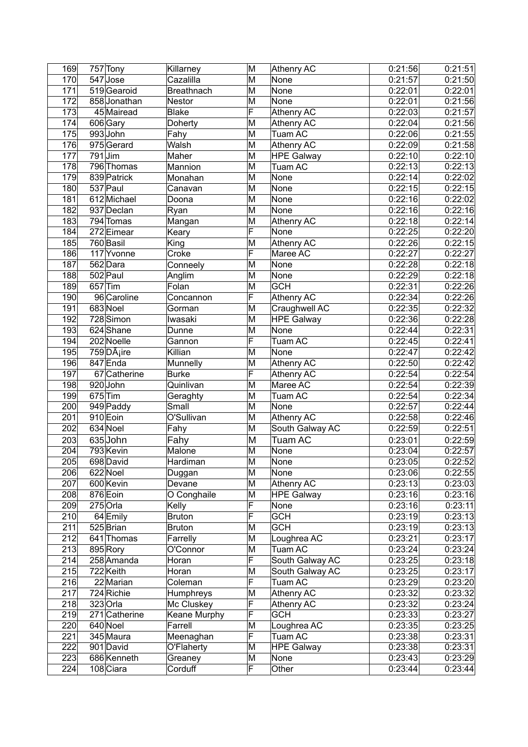| 169 | 757 | Tony | Killarney | M | Athenry AC | 0:21:56 | 0:21:51 |
|---|---|---|---|---|---|---|---|
| 170 | 547 | Jose | Cazalilla | M | None | 0:21:57 | 0:21:50 |
| 171 | 519 | Gearoid | Breathnach | M | None | 0:22:01 | 0:22:01 |
| 172 | 858 | Jonathan | Nestor | M | None | 0:22:01 | 0:21:56 |
| 173 | 45 | Mairead | Blake | F | Athenry AC | 0:22:03 | 0:21:57 |
| 174 | 606 | Gary | Doherty | M | Athenry AC | 0:22:04 | 0:21:56 |
| 175 | 993 | John | Fahy | M | Tuam AC | 0:22:06 | 0:21:55 |
| 176 | 975 | Gerard | Walsh | M | Athenry AC | 0:22:09 | 0:21:58 |
| 177 | 791 | Jim | Maher | M | HPE Galway | 0:22:10 | 0:22:10 |
| 178 | 796 | Thomas | Mannion | M | Tuam AC | 0:22:13 | 0:22:13 |
| 179 | 839 | Patrick | Monahan | M | None | 0:22:14 | 0:22:02 |
| 180 | 537 | Paul | Canavan | M | None | 0:22:15 | 0:22:15 |
| 181 | 612 | Michael | Doona | M | None | 0:22:16 | 0:22:02 |
| 182 | 937 | Declan | Ryan | M | None | 0:22:16 | 0:22:16 |
| 183 | 794 | Tomas | Mangan | M | Athenry AC | 0:22:18 | 0:22:14 |
| 184 | 272 | Eimear | Keary | F | None | 0:22:25 | 0:22:20 |
| 185 | 760 | Basil | King | M | Athenry AC | 0:22:26 | 0:22:15 |
| 186 | 117 | Yvonne | Croke | F | Maree AC | 0:22:27 | 0:22:27 |
| 187 | 562 | Dara | Conneely | M | None | 0:22:28 | 0:22:18 |
| 188 | 502 | Paul | Anglim | M | None | 0:22:29 | 0:22:18 |
| 189 | 657 | Tim | Folan | M | GCH | 0:22:31 | 0:22:26 |
| 190 | 96 | Caroline | Concannon | F | Athenry AC | 0:22:34 | 0:22:26 |
| 191 | 683 | Noel | Gorman | M | Craughwell AC | 0:22:35 | 0:22:32 |
| 192 | 728 | Simon | Iwasaki | M | HPE Galway | 0:22:36 | 0:22:28 |
| 193 | 624 | Shane | Dunne | M | None | 0:22:44 | 0:22:31 |
| 194 | 202 | Noelle | Gannon | F | Tuam AC | 0:22:45 | 0:22:41 |
| 195 | 759 | DÃ¡ire | Killian | M | None | 0:22:47 | 0:22:42 |
| 196 | 847 | Enda | Munnelly | M | Athenry AC | 0:22:50 | 0:22:42 |
| 197 | 67 | Catherine | Burke | F | Athenry AC | 0:22:54 | 0:22:54 |
| 198 | 920 | John | Quinlivan | M | Maree AC | 0:22:54 | 0:22:39 |
| 199 | 675 | Tim | Geraghty | M | Tuam AC | 0:22:54 | 0:22:34 |
| 200 | 949 | Paddy | Small | M | None | 0:22:57 | 0:22:44 |
| 201 | 910 | Eoin | O'Sullivan | M | Athenry AC | 0:22:58 | 0:22:46 |
| 202 | 634 | Noel | Fahy | M | South Galway AC | 0:22:59 | 0:22:51 |
| 203 | 635 | John | Fahy | M | Tuam AC | 0:23:01 | 0:22:59 |
| 204 | 793 | Kevin | Malone | M | None | 0:23:04 | 0:22:57 |
| 205 | 698 | David | Hardiman | M | None | 0:23:05 | 0:22:52 |
| 206 | 622 | Noel | Duggan | M | None | 0:23:06 | 0:22:55 |
| 207 | 600 | Kevin | Devane | M | Athenry AC | 0:23:13 | 0:23:03 |
| 208 | 876 | Eoin | O Conghaile | M | HPE Galway | 0:23:16 | 0:23:16 |
| 209 | 275 | Orla | Kelly | F | None | 0:23:16 | 0:23:11 |
| 210 | 64 | Emily | Bruton | F | GCH | 0:23:19 | 0:23:13 |
| 211 | 525 | Brian | Bruton | M | GCH | 0:23:19 | 0:23:13 |
| 212 | 641 | Thomas | Farrelly | M | Loughrea AC | 0:23:21 | 0:23:17 |
| 213 | 895 | Rory | O'Connor | M | Tuam AC | 0:23:24 | 0:23:24 |
| 214 | 258 | Amanda | Horan | F | South Galway AC | 0:23:25 | 0:23:18 |
| 215 | 722 | Keith | Horan | M | South Galway AC | 0:23:25 | 0:23:17 |
| 216 | 22 | Marian | Coleman | F | Tuam AC | 0:23:29 | 0:23:20 |
| 217 | 724 | Richie | Humphreys | M | Athenry AC | 0:23:32 | 0:23:32 |
| 218 | 323 | Orla | Mc Cluskey | F | Athenry AC | 0:23:32 | 0:23:24 |
| 219 | 271 | Catherine | Keane Murphy | F | GCH | 0:23:33 | 0:23:27 |
| 220 | 640 | Noel | Farrell | M | Loughrea AC | 0:23:35 | 0:23:25 |
| 221 | 345 | Maura | Meenaghan | F | Tuam AC | 0:23:38 | 0:23:31 |
| 222 | 901 | David | O'Flaherty | M | HPE Galway | 0:23:38 | 0:23:31 |
| 223 | 686 | Kenneth | Greaney | M | None | 0:23:43 | 0:23:29 |
| 224 | 108 | Ciara | Corduff | F | Other | 0:23:44 | 0:23:44 |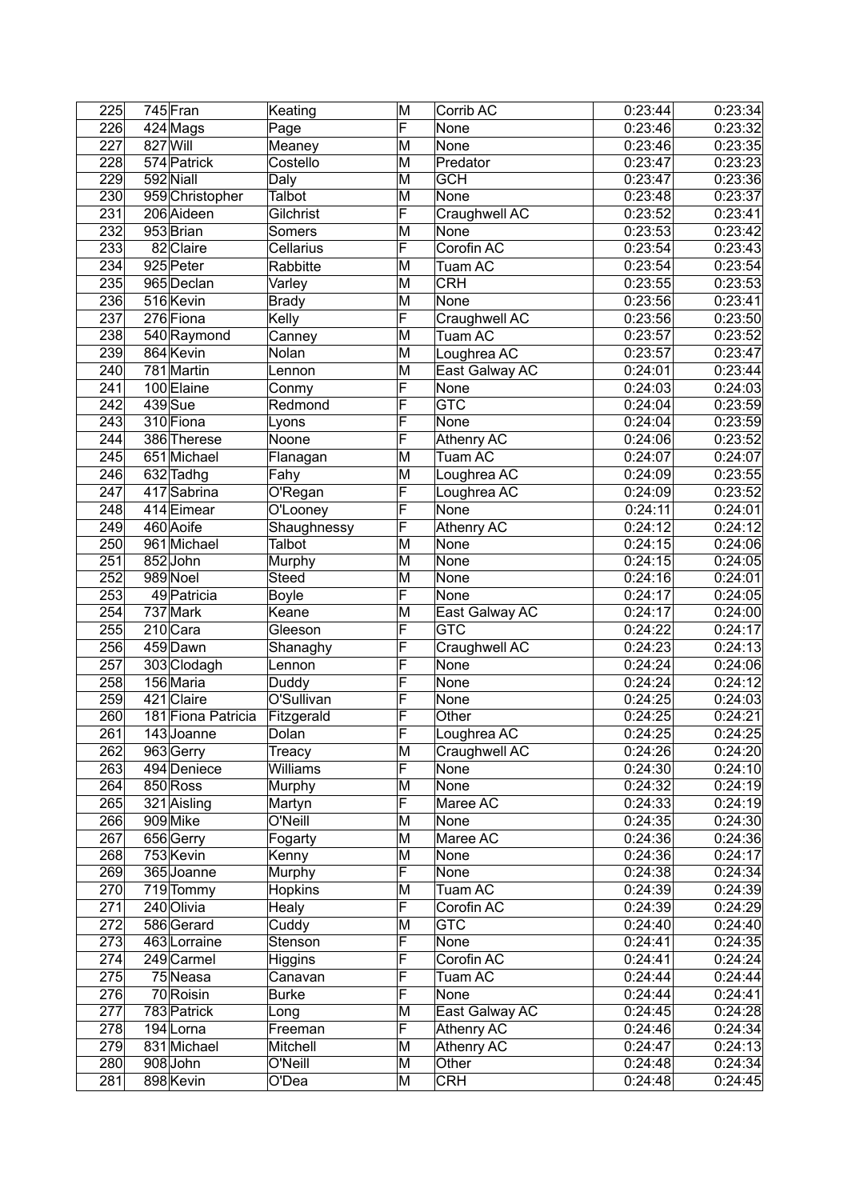| | | | | | | | |
|---|---|---|---|---|---|---|---|
| 225 | 745 | Fran | Keating | M | Corrib AC | 0:23:44 | 0:23:34 |
| 226 | 424 | Mags | Page | F | None | 0:23:46 | 0:23:32 |
| 227 | 827 | Will | Meaney | M | None | 0:23:46 | 0:23:35 |
| 228 | 574 | Patrick | Costello | M | Predator | 0:23:47 | 0:23:23 |
| 229 | 592 | Niall | Daly | M | GCH | 0:23:47 | 0:23:36 |
| 230 | 959 | Christopher | Talbot | M | None | 0:23:48 | 0:23:37 |
| 231 | 206 | Aideen | Gilchrist | F | Craughwell AC | 0:23:52 | 0:23:41 |
| 232 | 953 | Brian | Somers | M | None | 0:23:53 | 0:23:42 |
| 233 | 82 | Claire | Cellarius | F | Corofin AC | 0:23:54 | 0:23:43 |
| 234 | 925 | Peter | Rabbitte | M | Tuam AC | 0:23:54 | 0:23:54 |
| 235 | 965 | Declan | Varley | M | CRH | 0:23:55 | 0:23:53 |
| 236 | 516 | Kevin | Brady | M | None | 0:23:56 | 0:23:41 |
| 237 | 276 | Fiona | Kelly | F | Craughwell AC | 0:23:56 | 0:23:50 |
| 238 | 540 | Raymond | Canney | M | Tuam AC | 0:23:57 | 0:23:52 |
| 239 | 864 | Kevin | Nolan | M | Loughrea AC | 0:23:57 | 0:23:47 |
| 240 | 781 | Martin | Lennon | M | East Galway AC | 0:24:01 | 0:23:44 |
| 241 | 100 | Elaine | Conmy | F | None | 0:24:03 | 0:24:03 |
| 242 | 439 | Sue | Redmond | F | GTC | 0:24:04 | 0:23:59 |
| 243 | 310 | Fiona | Lyons | F | None | 0:24:04 | 0:23:59 |
| 244 | 386 | Therese | Noone | F | Athenry AC | 0:24:06 | 0:23:52 |
| 245 | 651 | Michael | Flanagan | M | Tuam AC | 0:24:07 | 0:24:07 |
| 246 | 632 | Tadhg | Fahy | M | Loughrea AC | 0:24:09 | 0:23:55 |
| 247 | 417 | Sabrina | O'Regan | F | Loughrea AC | 0:24:09 | 0:23:52 |
| 248 | 414 | Eimear | O'Looney | F | None | 0:24:11 | 0:24:01 |
| 249 | 460 | Aoife | Shaughnessy | F | Athenry AC | 0:24:12 | 0:24:12 |
| 250 | 961 | Michael | Talbot | M | None | 0:24:15 | 0:24:06 |
| 251 | 852 | John | Murphy | M | None | 0:24:15 | 0:24:05 |
| 252 | 989 | Noel | Steed | M | None | 0:24:16 | 0:24:01 |
| 253 | 49 | Patricia | Boyle | F | None | 0:24:17 | 0:24:05 |
| 254 | 737 | Mark | Keane | M | East Galway AC | 0:24:17 | 0:24:00 |
| 255 | 210 | Cara | Gleeson | F | GTC | 0:24:22 | 0:24:17 |
| 256 | 459 | Dawn | Shanaghy | F | Craughwell AC | 0:24:23 | 0:24:13 |
| 257 | 303 | Clodagh | Lennon | F | None | 0:24:24 | 0:24:06 |
| 258 | 156 | Maria | Duddy | F | None | 0:24:24 | 0:24:12 |
| 259 | 421 | Claire | O'Sullivan | F | None | 0:24:25 | 0:24:03 |
| 260 | 181 | Fiona Patricia | Fitzgerald | F | Other | 0:24:25 | 0:24:21 |
| 261 | 143 | Joanne | Dolan | F | Loughrea AC | 0:24:25 | 0:24:25 |
| 262 | 963 | Gerry | Treacy | M | Craughwell AC | 0:24:26 | 0:24:20 |
| 263 | 494 | Deniece | Williams | F | None | 0:24:30 | 0:24:10 |
| 264 | 850 | Ross | Murphy | M | None | 0:24:32 | 0:24:19 |
| 265 | 321 | Aisling | Martyn | F | Maree AC | 0:24:33 | 0:24:19 |
| 266 | 909 | Mike | O'Neill | M | None | 0:24:35 | 0:24:30 |
| 267 | 656 | Gerry | Fogarty | M | Maree AC | 0:24:36 | 0:24:36 |
| 268 | 753 | Kevin | Kenny | M | None | 0:24:36 | 0:24:17 |
| 269 | 365 | Joanne | Murphy | F | None | 0:24:38 | 0:24:34 |
| 270 | 719 | Tommy | Hopkins | M | Tuam AC | 0:24:39 | 0:24:39 |
| 271 | 240 | Olivia | Healy | F | Corofin AC | 0:24:39 | 0:24:29 |
| 272 | 586 | Gerard | Cuddy | M | GTC | 0:24:40 | 0:24:40 |
| 273 | 463 | Lorraine | Stenson | F | None | 0:24:41 | 0:24:35 |
| 274 | 249 | Carmel | Higgins | F | Corofin AC | 0:24:41 | 0:24:24 |
| 275 | 75 | Neasa | Canavan | F | Tuam AC | 0:24:44 | 0:24:44 |
| 276 | 70 | Roisin | Burke | F | None | 0:24:44 | 0:24:41 |
| 277 | 783 | Patrick | Long | M | East Galway AC | 0:24:45 | 0:24:28 |
| 278 | 194 | Lorna | Freeman | F | Athenry AC | 0:24:46 | 0:24:34 |
| 279 | 831 | Michael | Mitchell | M | Athenry AC | 0:24:47 | 0:24:13 |
| 280 | 908 | John | O'Neill | M | Other | 0:24:48 | 0:24:34 |
| 281 | 898 | Kevin | O'Dea | M | CRH | 0:24:48 | 0:24:45 |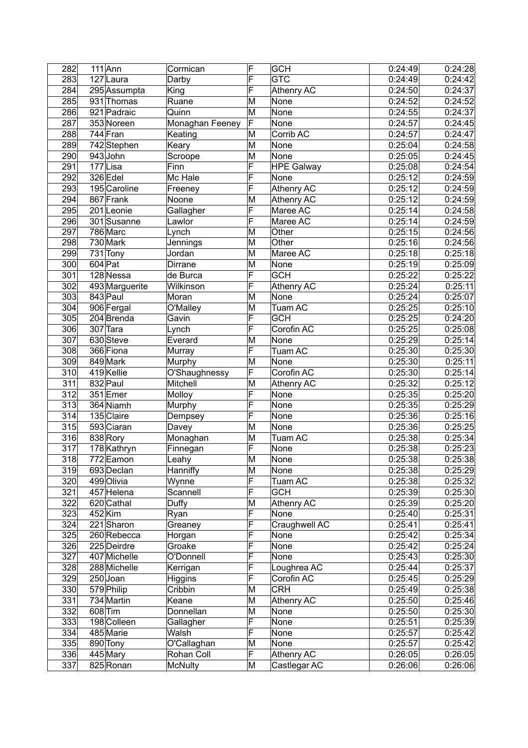| | | | | | | | |
|---|---|---|---|---|---|---|---|
| 282 | 111 | Ann | Cormican | F | GCH | 0:24:49 | 0:24:28 |
| 283 | 127 | Laura | Darby | F | GTC | 0:24:49 | 0:24:42 |
| 284 | 295 | Assumpta | King | F | Athenry AC | 0:24:50 | 0:24:37 |
| 285 | 931 | Thomas | Ruane | M | None | 0:24:52 | 0:24:52 |
| 286 | 921 | Padraic | Quinn | M | None | 0:24:55 | 0:24:37 |
| 287 | 353 | Noreen | Monaghan Feeney | F | None | 0:24:57 | 0:24:45 |
| 288 | 744 | Fran | Keating | M | Corrib AC | 0:24:57 | 0:24:47 |
| 289 | 742 | Stephen | Keary | M | None | 0:25:04 | 0:24:58 |
| 290 | 943 | John | Scroope | M | None | 0:25:05 | 0:24:45 |
| 291 | 177 | Lisa | Finn | F | HPE Galway | 0:25:08 | 0:24:54 |
| 292 | 326 | Edel | Mc Hale | F | None | 0:25:12 | 0:24:59 |
| 293 | 195 | Caroline | Freeney | F | Athenry AC | 0:25:12 | 0:24:59 |
| 294 | 867 | Frank | Noone | M | Athenry AC | 0:25:12 | 0:24:59 |
| 295 | 201 | Leonie | Gallagher | F | Maree AC | 0:25:14 | 0:24:58 |
| 296 | 301 | Susanne | Lawlor | F | Maree AC | 0:25:14 | 0:24:59 |
| 297 | 786 | Marc | Lynch | M | Other | 0:25:15 | 0:24:56 |
| 298 | 730 | Mark | Jennings | M | Other | 0:25:16 | 0:24:56 |
| 299 | 731 | Tony | Jordan | M | Maree AC | 0:25:18 | 0:25:18 |
| 300 | 604 | Pat | Dirrane | M | None | 0:25:19 | 0:25:09 |
| 301 | 128 | Nessa | de Burca | F | GCH | 0:25:22 | 0:25:22 |
| 302 | 493 | Marguerite | Wilkinson | F | Athenry AC | 0:25:24 | 0:25:11 |
| 303 | 843 | Paul | Moran | M | None | 0:25:24 | 0:25:07 |
| 304 | 906 | Fergal | O'Malley | M | Tuam AC | 0:25:25 | 0:25:10 |
| 305 | 204 | Brenda | Gavin | F | GCH | 0:25:25 | 0:24:20 |
| 306 | 307 | Tara | Lynch | F | Corofin AC | 0:25:25 | 0:25:08 |
| 307 | 630 | Steve | Everard | M | None | 0:25:29 | 0:25:14 |
| 308 | 366 | Fiona | Murray | F | Tuam AC | 0:25:30 | 0:25:30 |
| 309 | 849 | Mark | Murphy | M | None | 0:25:30 | 0:25:11 |
| 310 | 419 | Kellie | O'Shaughnessy | F | Corofin AC | 0:25:30 | 0:25:14 |
| 311 | 832 | Paul | Mitchell | M | Athenry AC | 0:25:32 | 0:25:12 |
| 312 | 351 | Emer | Molloy | F | None | 0:25:35 | 0:25:20 |
| 313 | 364 | Niamh | Murphy | F | None | 0:25:35 | 0:25:29 |
| 314 | 135 | Claire | Dempsey | F | None | 0:25:36 | 0:25:16 |
| 315 | 593 | Ciaran | Davey | M | None | 0:25:36 | 0:25:25 |
| 316 | 838 | Rory | Monaghan | M | Tuam AC | 0:25:38 | 0:25:34 |
| 317 | 178 | Kathryn | Finnegan | F | None | 0:25:38 | 0:25:23 |
| 318 | 772 | Eamon | Leahy | M | None | 0:25:38 | 0:25:38 |
| 319 | 693 | Declan | Hanniffy | M | None | 0:25:38 | 0:25:29 |
| 320 | 499 | Olivia | Wynne | F | Tuam AC | 0:25:38 | 0:25:32 |
| 321 | 457 | Helena | Scannell | F | GCH | 0:25:39 | 0:25:30 |
| 322 | 620 | Cathal | Duffy | M | Athenry AC | 0:25:39 | 0:25:20 |
| 323 | 452 | Kim | Ryan | F | None | 0:25:40 | 0:25:31 |
| 324 | 221 | Sharon | Greaney | F | Craughwell AC | 0:25:41 | 0:25:41 |
| 325 | 260 | Rebecca | Horgan | F | None | 0:25:42 | 0:25:34 |
| 326 | 225 | Deirdre | Groake | F | None | 0:25:42 | 0:25:24 |
| 327 | 407 | Michelle | O'Donnell | F | None | 0:25:43 | 0:25:30 |
| 328 | 288 | Michelle | Kerrigan | F | Loughrea AC | 0:25:44 | 0:25:37 |
| 329 | 250 | Joan | Higgins | F | Corofin AC | 0:25:45 | 0:25:29 |
| 330 | 579 | Philip | Cribbin | M | CRH | 0:25:49 | 0:25:38 |
| 331 | 734 | Martin | Keane | M | Athenry AC | 0:25:50 | 0:25:46 |
| 332 | 608 | Tim | Donnellan | M | None | 0:25:50 | 0:25:30 |
| 333 | 198 | Colleen | Gallagher | F | None | 0:25:51 | 0:25:39 |
| 334 | 485 | Marie | Walsh | F | None | 0:25:57 | 0:25:42 |
| 335 | 890 | Tony | O'Callaghan | M | None | 0:25:57 | 0:25:42 |
| 336 | 445 | Mary | Rohan Coll | F | Athenry AC | 0:26:05 | 0:26:05 |
| 337 | 825 | Ronan | McNulty | M | Castlegar AC | 0:26:06 | 0:26:06 |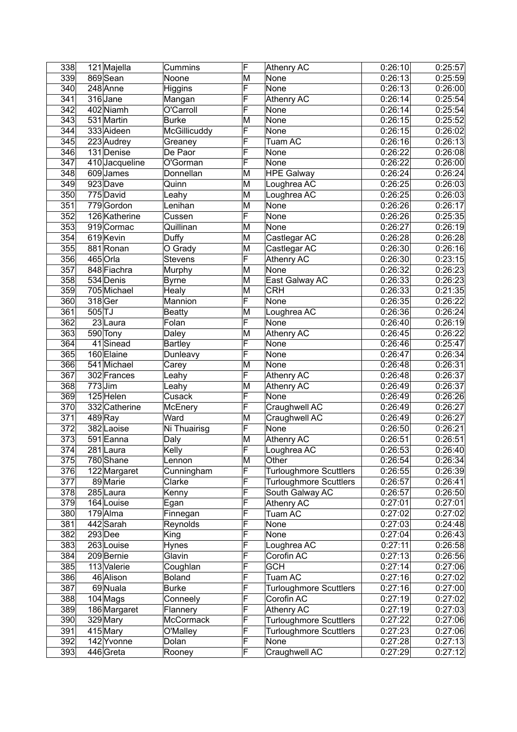| 338 | 121 | Majella | Cummins | F | Athenry AC | 0:26:10 | 0:25:57 |
|---|---|---|---|---|---|---|---|
| 339 | 869 | Sean | Noone | M | None | 0:26:13 | 0:25:59 |
| 340 | 248 | Anne | Higgins | F | None | 0:26:13 | 0:26:00 |
| 341 | 316 | Jane | Mangan | F | Athenry AC | 0:26:14 | 0:25:54 |
| 342 | 402 | Niamh | O'Carroll | F | None | 0:26:14 | 0:25:54 |
| 343 | 531 | Martin | Burke | M | None | 0:26:15 | 0:25:52 |
| 344 | 333 | Aideen | McGillicuddy | F | None | 0:26:15 | 0:26:02 |
| 345 | 223 | Audrey | Greaney | F | Tuam AC | 0:26:16 | 0:26:13 |
| 346 | 131 | Denise | De Paor | F | None | 0:26:22 | 0:26:08 |
| 347 | 410 | Jacqueline | O'Gorman | F | None | 0:26:22 | 0:26:00 |
| 348 | 609 | James | Donnellan | M | HPE Galway | 0:26:24 | 0:26:24 |
| 349 | 923 | Dave | Quinn | M | Loughrea AC | 0:26:25 | 0:26:03 |
| 350 | 775 | David | Leahy | M | Loughrea AC | 0:26:25 | 0:26:03 |
| 351 | 779 | Gordon | Lenihan | M | None | 0:26:26 | 0:26:17 |
| 352 | 126 | Katherine | Cussen | F | None | 0:26:26 | 0:25:35 |
| 353 | 919 | Cormac | Quillinan | M | None | 0:26:27 | 0:26:19 |
| 354 | 619 | Kevin | Duffy | M | Castlegar AC | 0:26:28 | 0:26:28 |
| 355 | 881 | Ronan | O Grady | M | Castlegar AC | 0:26:30 | 0:26:16 |
| 356 | 465 | Orla | Stevens | F | Athenry AC | 0:26:30 | 0:23:15 |
| 357 | 848 | Fiachra | Murphy | M | None | 0:26:32 | 0:26:23 |
| 358 | 534 | Denis | Byrne | M | East Galway AC | 0:26:33 | 0:26:23 |
| 359 | 705 | Michael | Healy | M | CRH | 0:26:33 | 0:21:35 |
| 360 | 318 | Ger | Mannion | F | None | 0:26:35 | 0:26:22 |
| 361 | 505 | TJ | Beatty | M | Loughrea AC | 0:26:36 | 0:26:24 |
| 362 | 23 | Laura | Folan | F | None | 0:26:40 | 0:26:19 |
| 363 | 590 | Tony | Daley | M | Athenry AC | 0:26:45 | 0:26:22 |
| 364 | 41 | Sinead | Bartley | F | None | 0:26:46 | 0:25:47 |
| 365 | 160 | Elaine | Dunleavy | F | None | 0:26:47 | 0:26:34 |
| 366 | 541 | Michael | Carey | M | None | 0:26:48 | 0:26:31 |
| 367 | 302 | Frances | Leahy | F | Athenry AC | 0:26:48 | 0:26:37 |
| 368 | 773 | Jim | Leahy | M | Athenry AC | 0:26:49 | 0:26:37 |
| 369 | 125 | Helen | Cusack | F | None | 0:26:49 | 0:26:26 |
| 370 | 332 | Catherine | McEnery | F | Craughwell AC | 0:26:49 | 0:26:27 |
| 371 | 489 | Ray | Ward | M | Craughwell AC | 0:26:49 | 0:26:27 |
| 372 | 382 | Laoise | Ni Thuairisg | F | None | 0:26:50 | 0:26:21 |
| 373 | 591 | Eanna | Daly | M | Athenry AC | 0:26:51 | 0:26:51 |
| 374 | 281 | Laura | Kelly | F | Loughrea AC | 0:26:53 | 0:26:40 |
| 375 | 780 | Shane | Lennon | M | Other | 0:26:54 | 0:26:34 |
| 376 | 122 | Margaret | Cunningham | F | Turloughmore Scuttlers | 0:26:55 | 0:26:39 |
| 377 | 89 | Marie | Clarke | F | Turloughmore Scuttlers | 0:26:57 | 0:26:41 |
| 378 | 285 | Laura | Kenny | F | South Galway AC | 0:26:57 | 0:26:50 |
| 379 | 164 | Louise | Egan | F | Athenry AC | 0:27:01 | 0:27:01 |
| 380 | 179 | Alma | Finnegan | F | Tuam AC | 0:27:02 | 0:27:02 |
| 381 | 442 | Sarah | Reynolds | F | None | 0:27:03 | 0:24:48 |
| 382 | 293 | Dee | King | F | None | 0:27:04 | 0:26:43 |
| 383 | 263 | Louise | Hynes | F | Loughrea AC | 0:27:11 | 0:26:58 |
| 384 | 209 | Bernie | Glavin | F | Corofin AC | 0:27:13 | 0:26:56 |
| 385 | 113 | Valerie | Coughlan | F | GCH | 0:27:14 | 0:27:06 |
| 386 | 46 | Alison | Boland | F | Tuam AC | 0:27:16 | 0:27:02 |
| 387 | 69 | Nuala | Burke | F | Turloughmore Scuttlers | 0:27:16 | 0:27:00 |
| 388 | 104 | Mags | Conneely | F | Corofin AC | 0:27:19 | 0:27:02 |
| 389 | 186 | Margaret | Flannery | F | Athenry AC | 0:27:19 | 0:27:03 |
| 390 | 329 | Mary | McCormack | F | Turloughmore Scuttlers | 0:27:22 | 0:27:06 |
| 391 | 415 | Mary | O'Malley | F | Turloughmore Scuttlers | 0:27:23 | 0:27:06 |
| 392 | 142 | Yvonne | Dolan | F | None | 0:27:28 | 0:27:13 |
| 393 | 446 | Greta | Rooney | F | Craughwell AC | 0:27:29 | 0:27:12 |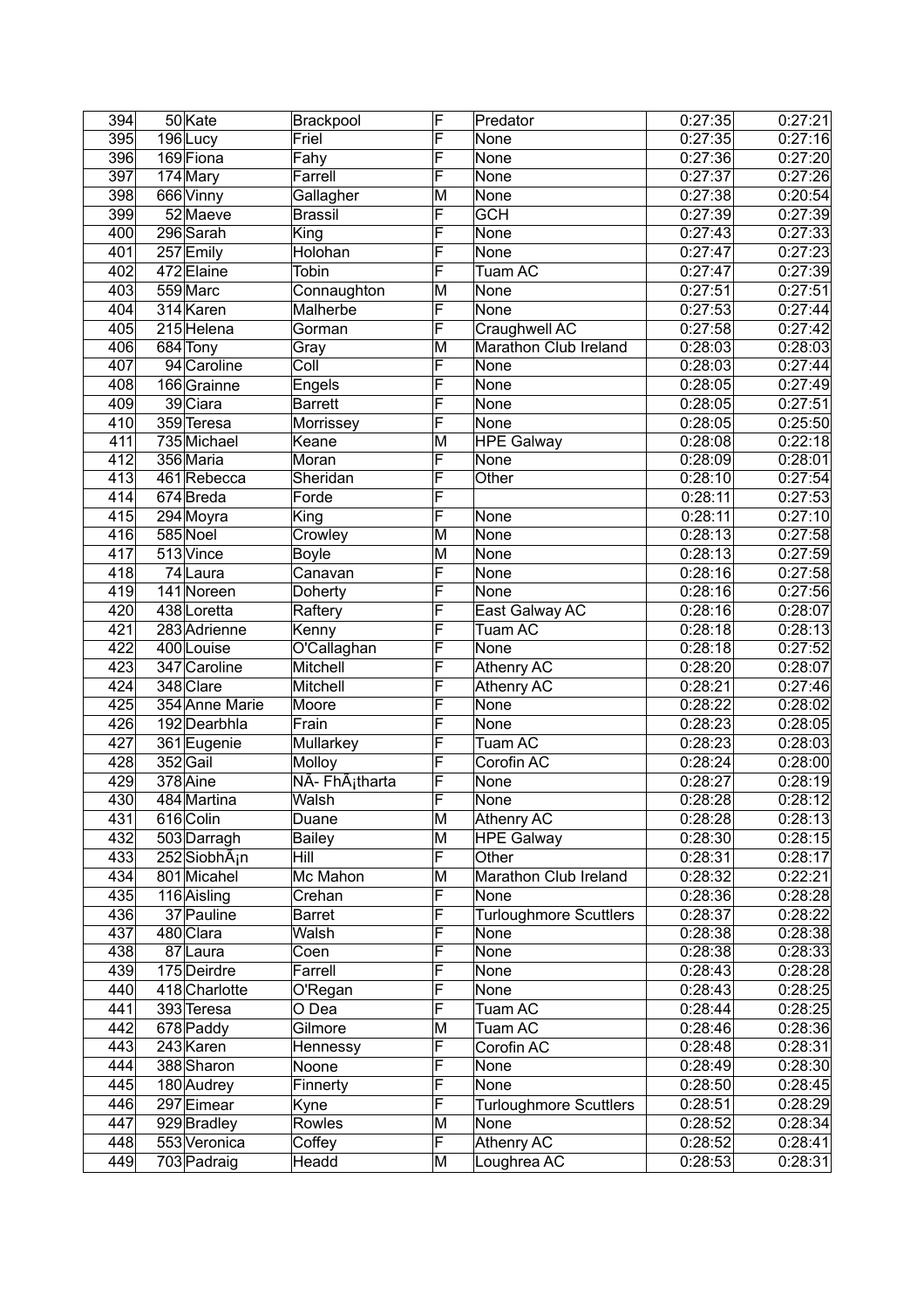| 394 | 50 | Kate | Brackpool | F | Predator | 0:27:35 | 0:27:21 |
|---|---|---|---|---|---|---|---|
| 395 | 196 | Lucy | Friel | F | None | 0:27:35 | 0:27:16 |
| 396 | 169 | Fiona | Fahy | F | None | 0:27:36 | 0:27:20 |
| 397 | 174 | Mary | Farrell | F | None | 0:27:37 | 0:27:26 |
| 398 | 666 | Vinny | Gallagher | M | None | 0:27:38 | 0:20:54 |
| 399 | 52 | Maeve | Brassil | F | GCH | 0:27:39 | 0:27:39 |
| 400 | 296 | Sarah | King | F | None | 0:27:43 | 0:27:33 |
| 401 | 257 | Emily | Holohan | F | None | 0:27:47 | 0:27:23 |
| 402 | 472 | Elaine | Tobin | F | Tuam AC | 0:27:47 | 0:27:39 |
| 403 | 559 | Marc | Connaughton | M | None | 0:27:51 | 0:27:51 |
| 404 | 314 | Karen | Malherbe | F | None | 0:27:53 | 0:27:44 |
| 405 | 215 | Helena | Gorman | F | Craughwell AC | 0:27:58 | 0:27:42 |
| 406 | 684 | Tony | Gray | M | Marathon Club Ireland | 0:28:03 | 0:28:03 |
| 407 | 94 | Caroline | Coll | F | None | 0:28:03 | 0:27:44 |
| 408 | 166 | Grainne | Engels | F | None | 0:28:05 | 0:27:49 |
| 409 | 39 | Ciara | Barrett | F | None | 0:28:05 | 0:27:51 |
| 410 | 359 | Teresa | Morrissey | F | None | 0:28:05 | 0:25:50 |
| 411 | 735 | Michael | Keane | M | HPE Galway | 0:28:08 | 0:22:18 |
| 412 | 356 | Maria | Moran | F | None | 0:28:09 | 0:28:01 |
| 413 | 461 | Rebecca | Sheridan | F | Other | 0:28:10 | 0:27:54 |
| 414 | 674 | Breda | Forde | F | | 0:28:11 | 0:27:53 |
| 415 | 294 | Moyra | King | F | None | 0:28:11 | 0:27:10 |
| 416 | 585 | Noel | Crowley | M | None | 0:28:13 | 0:27:58 |
| 417 | 513 | Vince | Boyle | M | None | 0:28:13 | 0:27:59 |
| 418 | 74 | Laura | Canavan | F | None | 0:28:16 | 0:27:58 |
| 419 | 141 | Noreen | Doherty | F | None | 0:28:16 | 0:27:56 |
| 420 | 438 | Loretta | Raftery | F | East Galway AC | 0:28:16 | 0:28:07 |
| 421 | 283 | Adrienne | Kenny | F | Tuam AC | 0:28:18 | 0:28:13 |
| 422 | 400 | Louise | O'Callaghan | F | None | 0:28:18 | 0:27:52 |
| 423 | 347 | Caroline | Mitchell | F | Athenry AC | 0:28:20 | 0:28:07 |
| 424 | 348 | Clare | Mitchell | F | Athenry AC | 0:28:21 | 0:27:46 |
| 425 | 354 | Anne Marie | Moore | F | None | 0:28:22 | 0:28:02 |
| 426 | 192 | Dearbhla | Frain | F | None | 0:28:23 | 0:28:05 |
| 427 | 361 | Eugenie | Mullarkey | F | Tuam AC | 0:28:23 | 0:28:03 |
| 428 | 352 | Gail | Molloy | F | Corofin AC | 0:28:24 | 0:28:00 |
| 429 | 378 | Aine | NÃ- FhÃ¡tharta | F | None | 0:28:27 | 0:28:19 |
| 430 | 484 | Martina | Walsh | F | None | 0:28:28 | 0:28:12 |
| 431 | 616 | Colin | Duane | M | Athenry AC | 0:28:28 | 0:28:13 |
| 432 | 503 | Darragh | Bailey | M | HPE Galway | 0:28:30 | 0:28:15 |
| 433 | 252 | SiobhÃ¡n | Hill | F | Other | 0:28:31 | 0:28:17 |
| 434 | 801 | Micahel | Mc Mahon | M | Marathon Club Ireland | 0:28:32 | 0:22:21 |
| 435 | 116 | Aisling | Crehan | F | None | 0:28:36 | 0:28:28 |
| 436 | 37 | Pauline | Barret | F | Turloughmore Scuttlers | 0:28:37 | 0:28:22 |
| 437 | 480 | Clara | Walsh | F | None | 0:28:38 | 0:28:38 |
| 438 | 87 | Laura | Coen | F | None | 0:28:38 | 0:28:33 |
| 439 | 175 | Deirdre | Farrell | F | None | 0:28:43 | 0:28:28 |
| 440 | 418 | Charlotte | O'Regan | F | None | 0:28:43 | 0:28:25 |
| 441 | 393 | Teresa | O Dea | F | Tuam AC | 0:28:44 | 0:28:25 |
| 442 | 678 | Paddy | Gilmore | M | Tuam AC | 0:28:46 | 0:28:36 |
| 443 | 243 | Karen | Hennessy | F | Corofin AC | 0:28:48 | 0:28:31 |
| 444 | 388 | Sharon | Noone | F | None | 0:28:49 | 0:28:30 |
| 445 | 180 | Audrey | Finnerty | F | None | 0:28:50 | 0:28:45 |
| 446 | 297 | Eimear | Kyne | F | Turloughmore Scuttlers | 0:28:51 | 0:28:29 |
| 447 | 929 | Bradley | Rowles | M | None | 0:28:52 | 0:28:34 |
| 448 | 553 | Veronica | Coffey | F | Athenry AC | 0:28:52 | 0:28:41 |
| 449 | 703 | Padraig | Headd | M | Loughrea AC | 0:28:53 | 0:28:31 |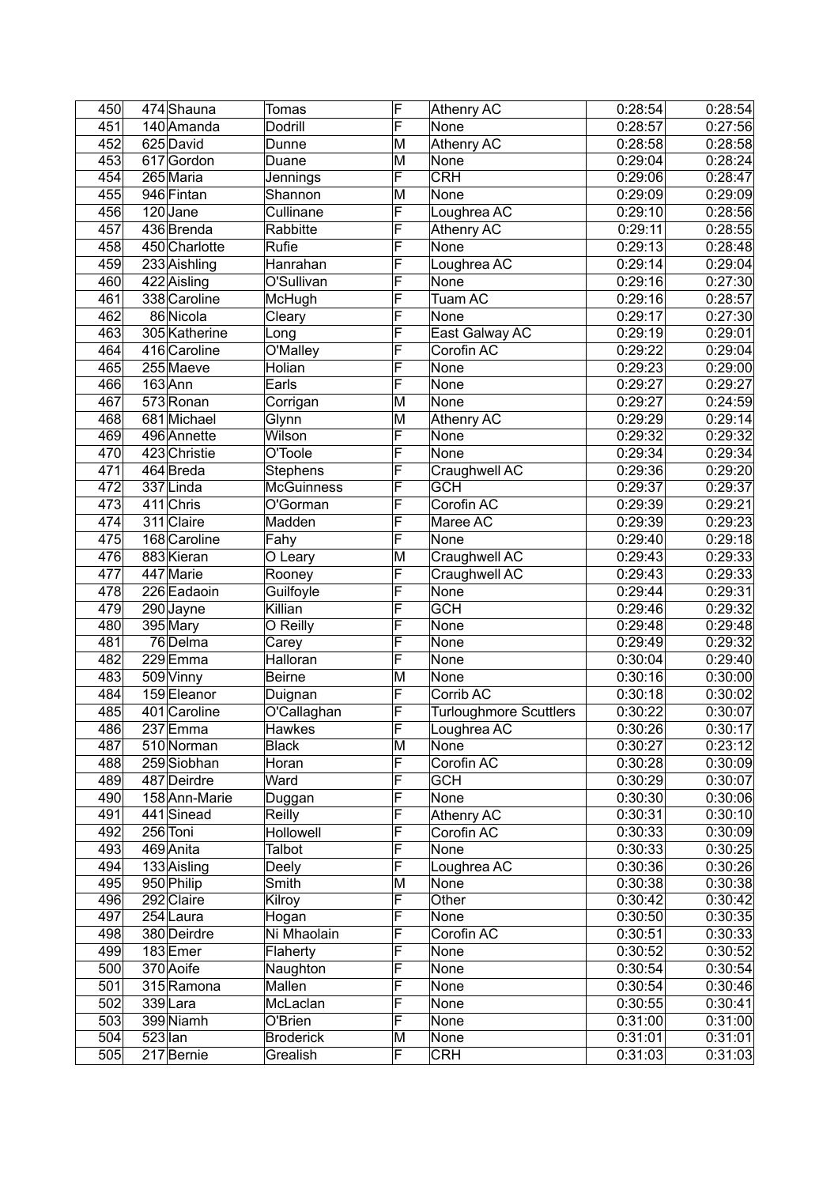| 450 | 474 | Shauna | Tomas | F | Athenry AC | 0:28:54 | 0:28:54 |
|---|---|---|---|---|---|---|---|
| 451 | 140 | Amanda | Dodrill | F | None | 0:28:57 | 0:27:56 |
| 452 | 625 | David | Dunne | M | Athenry AC | 0:28:58 | 0:28:58 |
| 453 | 617 | Gordon | Duane | M | None | 0:29:04 | 0:28:24 |
| 454 | 265 | Maria | Jennings | F | CRH | 0:29:06 | 0:28:47 |
| 455 | 946 | Fintan | Shannon | M | None | 0:29:09 | 0:29:09 |
| 456 | 120 | Jane | Cullinane | F | Loughrea AC | 0:29:10 | 0:28:56 |
| 457 | 436 | Brenda | Rabbitte | F | Athenry AC | 0:29:11 | 0:28:55 |
| 458 | 450 | Charlotte | Rufie | F | None | 0:29:13 | 0:28:48 |
| 459 | 233 | Aishling | Hanrahan | F | Loughrea AC | 0:29:14 | 0:29:04 |
| 460 | 422 | Aisling | O'Sullivan | F | None | 0:29:16 | 0:27:30 |
| 461 | 338 | Caroline | McHugh | F | Tuam AC | 0:29:16 | 0:28:57 |
| 462 | 86 | Nicola | Cleary | F | None | 0:29:17 | 0:27:30 |
| 463 | 305 | Katherine | Long | F | East Galway AC | 0:29:19 | 0:29:01 |
| 464 | 416 | Caroline | O'Malley | F | Corofin AC | 0:29:22 | 0:29:04 |
| 465 | 255 | Maeve | Holian | F | None | 0:29:23 | 0:29:00 |
| 466 | 163 | Ann | Earls | F | None | 0:29:27 | 0:29:27 |
| 467 | 573 | Ronan | Corrigan | M | None | 0:29:27 | 0:24:59 |
| 468 | 681 | Michael | Glynn | M | Athenry AC | 0:29:29 | 0:29:14 |
| 469 | 496 | Annette | Wilson | F | None | 0:29:32 | 0:29:32 |
| 470 | 423 | Christie | O'Toole | F | None | 0:29:34 | 0:29:34 |
| 471 | 464 | Breda | Stephens | F | Craughwell AC | 0:29:36 | 0:29:20 |
| 472 | 337 | Linda | McGuinness | F | GCH | 0:29:37 | 0:29:37 |
| 473 | 411 | Chris | O'Gorman | F | Corofin AC | 0:29:39 | 0:29:21 |
| 474 | 311 | Claire | Madden | F | Maree AC | 0:29:39 | 0:29:23 |
| 475 | 168 | Caroline | Fahy | F | None | 0:29:40 | 0:29:18 |
| 476 | 883 | Kieran | O Leary | M | Craughwell AC | 0:29:43 | 0:29:33 |
| 477 | 447 | Marie | Rooney | F | Craughwell AC | 0:29:43 | 0:29:33 |
| 478 | 226 | Eadaoin | Guilfoyle | F | None | 0:29:44 | 0:29:31 |
| 479 | 290 | Jayne | Killian | F | GCH | 0:29:46 | 0:29:32 |
| 480 | 395 | Mary | O Reilly | F | None | 0:29:48 | 0:29:48 |
| 481 | 76 | Delma | Carey | F | None | 0:29:49 | 0:29:32 |
| 482 | 229 | Emma | Halloran | F | None | 0:30:04 | 0:29:40 |
| 483 | 509 | Vinny | Beirne | M | None | 0:30:16 | 0:30:00 |
| 484 | 159 | Eleanor | Duignan | F | Corrib AC | 0:30:18 | 0:30:02 |
| 485 | 401 | Caroline | O'Callaghan | F | Turloughmore Scuttlers | 0:30:22 | 0:30:07 |
| 486 | 237 | Emma | Hawkes | F | Loughrea AC | 0:30:26 | 0:30:17 |
| 487 | 510 | Norman | Black | M | None | 0:30:27 | 0:23:12 |
| 488 | 259 | Siobhan | Horan | F | Corofin AC | 0:30:28 | 0:30:09 |
| 489 | 487 | Deirdre | Ward | F | GCH | 0:30:29 | 0:30:07 |
| 490 | 158 | Ann-Marie | Duggan | F | None | 0:30:30 | 0:30:06 |
| 491 | 441 | Sinead | Reilly | F | Athenry AC | 0:30:31 | 0:30:10 |
| 492 | 256 | Toni | Hollowell | F | Corofin AC | 0:30:33 | 0:30:09 |
| 493 | 469 | Anita | Talbot | F | None | 0:30:33 | 0:30:25 |
| 494 | 133 | Aisling | Deely | F | Loughrea AC | 0:30:36 | 0:30:26 |
| 495 | 950 | Philip | Smith | M | None | 0:30:38 | 0:30:38 |
| 496 | 292 | Claire | Kilroy | F | Other | 0:30:42 | 0:30:42 |
| 497 | 254 | Laura | Hogan | F | None | 0:30:50 | 0:30:35 |
| 498 | 380 | Deirdre | Ni Mhaolain | F | Corofin AC | 0:30:51 | 0:30:33 |
| 499 | 183 | Emer | Flaherty | F | None | 0:30:52 | 0:30:52 |
| 500 | 370 | Aoife | Naughton | F | None | 0:30:54 | 0:30:54 |
| 501 | 315 | Ramona | Mallen | F | None | 0:30:54 | 0:30:46 |
| 502 | 339 | Lara | McLaclan | F | None | 0:30:55 | 0:30:41 |
| 503 | 399 | Niamh | O'Brien | F | None | 0:31:00 | 0:31:00 |
| 504 | 523 | Ian | Broderick | M | None | 0:31:01 | 0:31:01 |
| 505 | 217 | Bernie | Grealish | F | CRH | 0:31:03 | 0:31:03 |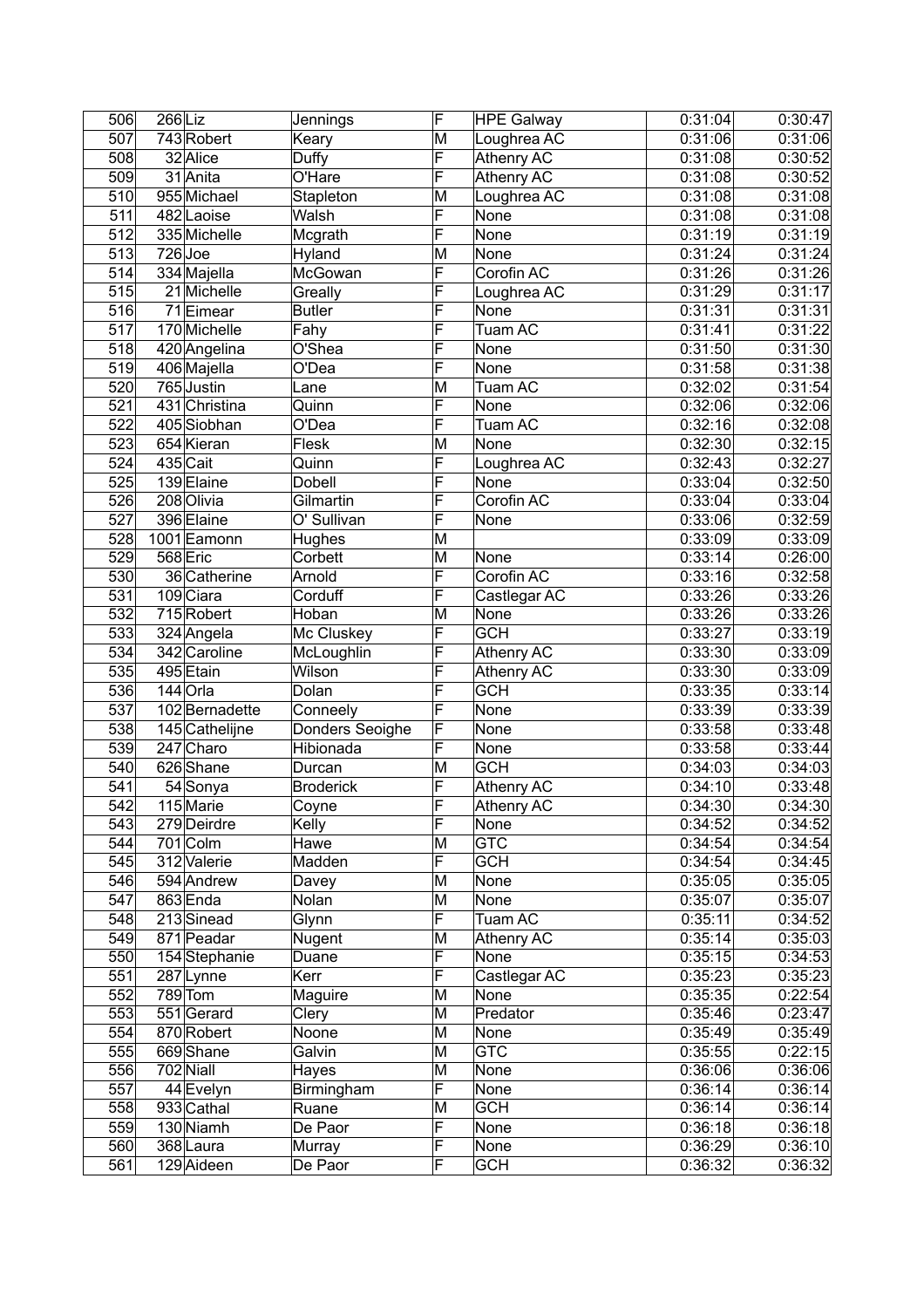| 506 | 266 | Liz | Jennings | F | HPE Galway | 0:31:04 | 0:30:47 |
|---|---|---|---|---|---|---|---|
| 507 | 743 | Robert | Keary | M | Loughrea AC | 0:31:06 | 0:31:06 |
| 508 | 32 | Alice | Duffy | F | Athenry AC | 0:31:08 | 0:30:52 |
| 509 | 31 | Anita | O'Hare | F | Athenry AC | 0:31:08 | 0:30:52 |
| 510 | 955 | Michael | Stapleton | M | Loughrea AC | 0:31:08 | 0:31:08 |
| 511 | 482 | Laoise | Walsh | F | None | 0:31:08 | 0:31:08 |
| 512 | 335 | Michelle | Mcgrath | F | None | 0:31:19 | 0:31:19 |
| 513 | 726 | Joe | Hyland | M | None | 0:31:24 | 0:31:24 |
| 514 | 334 | Majella | McGowan | F | Corofin AC | 0:31:26 | 0:31:26 |
| 515 | 21 | Michelle | Greally | F | Loughrea AC | 0:31:29 | 0:31:17 |
| 516 | 71 | Eimear | Butler | F | None | 0:31:31 | 0:31:31 |
| 517 | 170 | Michelle | Fahy | F | Tuam AC | 0:31:41 | 0:31:22 |
| 518 | 420 | Angelina | O'Shea | F | None | 0:31:50 | 0:31:30 |
| 519 | 406 | Majella | O'Dea | F | None | 0:31:58 | 0:31:38 |
| 520 | 765 | Justin | Lane | M | Tuam AC | 0:32:02 | 0:31:54 |
| 521 | 431 | Christina | Quinn | F | None | 0:32:06 | 0:32:06 |
| 522 | 405 | Siobhan | O'Dea | F | Tuam AC | 0:32:16 | 0:32:08 |
| 523 | 654 | Kieran | Flesk | M | None | 0:32:30 | 0:32:15 |
| 524 | 435 | Cait | Quinn | F | Loughrea AC | 0:32:43 | 0:32:27 |
| 525 | 139 | Elaine | Dobell | F | None | 0:33:04 | 0:32:50 |
| 526 | 208 | Olivia | Gilmartin | F | Corofin AC | 0:33:04 | 0:33:04 |
| 527 | 396 | Elaine | O' Sullivan | F | None | 0:33:06 | 0:32:59 |
| 528 | 1001 | Eamonn | Hughes | M | | 0:33:09 | 0:33:09 |
| 529 | 568 | Eric | Corbett | M | None | 0:33:14 | 0:26:00 |
| 530 | 36 | Catherine | Arnold | F | Corofin AC | 0:33:16 | 0:32:58 |
| 531 | 109 | Ciara | Corduff | F | Castlegar AC | 0:33:26 | 0:33:26 |
| 532 | 715 | Robert | Hoban | M | None | 0:33:26 | 0:33:26 |
| 533 | 324 | Angela | Mc Cluskey | F | GCH | 0:33:27 | 0:33:19 |
| 534 | 342 | Caroline | McLoughlin | F | Athenry AC | 0:33:30 | 0:33:09 |
| 535 | 495 | Etain | Wilson | F | Athenry AC | 0:33:30 | 0:33:09 |
| 536 | 144 | Orla | Dolan | F | GCH | 0:33:35 | 0:33:14 |
| 537 | 102 | Bernadette | Conneely | F | None | 0:33:39 | 0:33:39 |
| 538 | 145 | Cathelijne | Donders Seoighe | F | None | 0:33:58 | 0:33:48 |
| 539 | 247 | Charo | Hibionada | F | None | 0:33:58 | 0:33:44 |
| 540 | 626 | Shane | Durcan | M | GCH | 0:34:03 | 0:34:03 |
| 541 | 54 | Sonya | Broderick | F | Athenry AC | 0:34:10 | 0:33:48 |
| 542 | 115 | Marie | Coyne | F | Athenry AC | 0:34:30 | 0:34:30 |
| 543 | 279 | Deirdre | Kelly | F | None | 0:34:52 | 0:34:52 |
| 544 | 701 | Colm | Hawe | M | GTC | 0:34:54 | 0:34:54 |
| 545 | 312 | Valerie | Madden | F | GCH | 0:34:54 | 0:34:45 |
| 546 | 594 | Andrew | Davey | M | None | 0:35:05 | 0:35:05 |
| 547 | 863 | Enda | Nolan | M | None | 0:35:07 | 0:35:07 |
| 548 | 213 | Sinead | Glynn | F | Tuam AC | 0:35:11 | 0:34:52 |
| 549 | 871 | Peadar | Nugent | M | Athenry AC | 0:35:14 | 0:35:03 |
| 550 | 154 | Stephanie | Duane | F | None | 0:35:15 | 0:34:53 |
| 551 | 287 | Lynne | Kerr | F | Castlegar AC | 0:35:23 | 0:35:23 |
| 552 | 789 | Tom | Maguire | M | None | 0:35:35 | 0:22:54 |
| 553 | 551 | Gerard | Clery | M | Predator | 0:35:46 | 0:23:47 |
| 554 | 870 | Robert | Noone | M | None | 0:35:49 | 0:35:49 |
| 555 | 669 | Shane | Galvin | M | GTC | 0:35:55 | 0:22:15 |
| 556 | 702 | Niall | Hayes | M | None | 0:36:06 | 0:36:06 |
| 557 | 44 | Evelyn | Birmingham | F | None | 0:36:14 | 0:36:14 |
| 558 | 933 | Cathal | Ruane | M | GCH | 0:36:14 | 0:36:14 |
| 559 | 130 | Niamh | De Paor | F | None | 0:36:18 | 0:36:18 |
| 560 | 368 | Laura | Murray | F | None | 0:36:29 | 0:36:10 |
| 561 | 129 | Aideen | De Paor | F | GCH | 0:36:32 | 0:36:32 |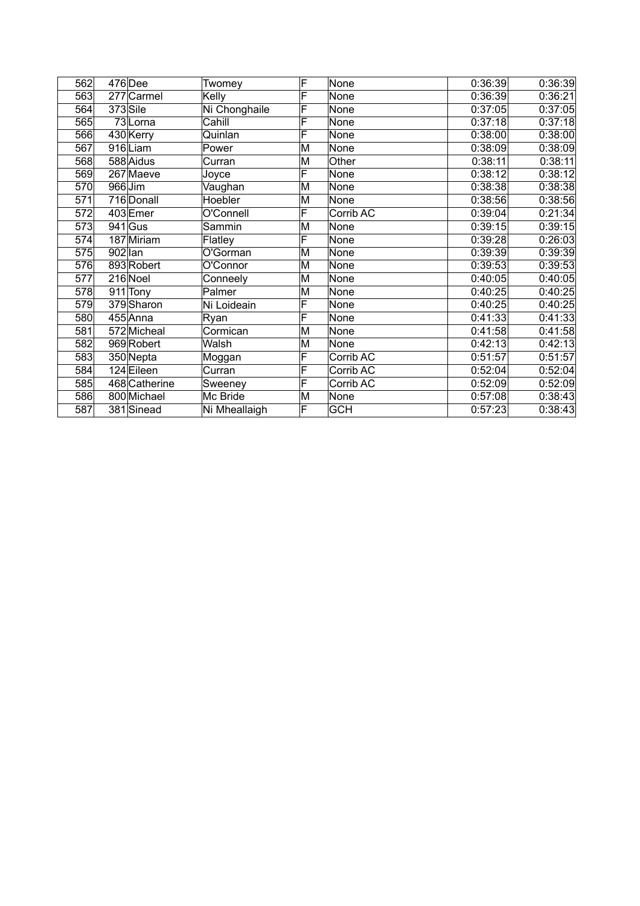| | | | | | | | |
|---|---|---|---|---|---|---|---|
| 562 | 476 | Dee | Twomey | F | None | 0:36:39 | 0:36:39 |
| 563 | 277 | Carmel | Kelly | F | None | 0:36:39 | 0:36:21 |
| 564 | 373 | Sile | Ni Chonghaile | F | None | 0:37:05 | 0:37:05 |
| 565 | 73 | Lorna | Cahill | F | None | 0:37:18 | 0:37:18 |
| 566 | 430 | Kerry | Quinlan | F | None | 0:38:00 | 0:38:00 |
| 567 | 916 | Liam | Power | M | None | 0:38:09 | 0:38:09 |
| 568 | 588 | Aidus | Curran | M | Other | 0:38:11 | 0:38:11 |
| 569 | 267 | Maeve | Joyce | F | None | 0:38:12 | 0:38:12 |
| 570 | 966 | Jim | Vaughan | M | None | 0:38:38 | 0:38:38 |
| 571 | 716 | Donall | Hoebler | M | None | 0:38:56 | 0:38:56 |
| 572 | 403 | Emer | O'Connell | F | Corrib AC | 0:39:04 | 0:21:34 |
| 573 | 941 | Gus | Sammin | M | None | 0:39:15 | 0:39:15 |
| 574 | 187 | Miriam | Flatley | F | None | 0:39:28 | 0:26:03 |
| 575 | 902 | Ian | O'Gorman | M | None | 0:39:39 | 0:39:39 |
| 576 | 893 | Robert | O'Connor | M | None | 0:39:53 | 0:39:53 |
| 577 | 216 | Noel | Conneely | M | None | 0:40:05 | 0:40:05 |
| 578 | 911 | Tony | Palmer | M | None | 0:40:25 | 0:40:25 |
| 579 | 379 | Sharon | Ni Loideain | F | None | 0:40:25 | 0:40:25 |
| 580 | 455 | Anna | Ryan | F | None | 0:41:33 | 0:41:33 |
| 581 | 572 | Micheal | Cormican | M | None | 0:41:58 | 0:41:58 |
| 582 | 969 | Robert | Walsh | M | None | 0:42:13 | 0:42:13 |
| 583 | 350 | Nepta | Moggan | F | Corrib AC | 0:51:57 | 0:51:57 |
| 584 | 124 | Eileen | Curran | F | Corrib AC | 0:52:04 | 0:52:04 |
| 585 | 468 | Catherine | Sweeney | F | Corrib AC | 0:52:09 | 0:52:09 |
| 586 | 800 | Michael | Mc Bride | M | None | 0:57:08 | 0:38:43 |
| 587 | 381 | Sinead | Ni Mheallaigh | F | GCH | 0:57:23 | 0:38:43 |